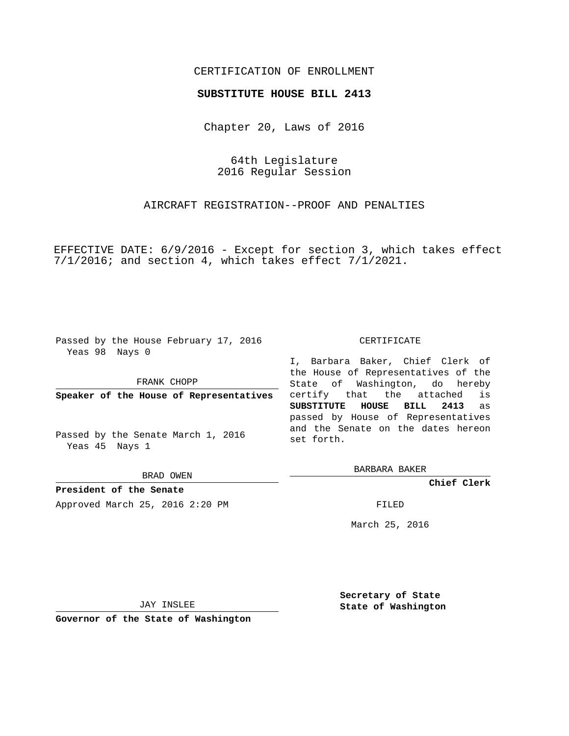CERTIFICATION OF ENROLLMENT

**SUBSTITUTE HOUSE BILL 2413**

Chapter 20, Laws of 2016

64th Legislature
2016 Regular Session

AIRCRAFT REGISTRATION--PROOF AND PENALTIES

EFFECTIVE DATE: 6/9/2016 - Except for section 3, which takes effect 7/1/2016; and section 4, which takes effect 7/1/2021.

Passed by the House February 17, 2016
Yeas 98 Nays 0

FRANK CHOPP

**Speaker of the House of Representatives**

Passed by the Senate March 1, 2016
Yeas 45 Nays 1

BRAD OWEN

**President of the Senate**

Approved March 25, 2016 2:20 PM

JAY INSLEE

**Governor of the State of Washington**

CERTIFICATE

I, Barbara Baker, Chief Clerk of the House of Representatives of the State of Washington, do hereby certify that the attached is **SUBSTITUTE HOUSE BILL 2413** as passed by House of Representatives and the Senate on the dates hereon set forth.

BARBARA BAKER

**Chief Clerk**

FILED

March 25, 2016

**Secretary of State**
**State of Washington**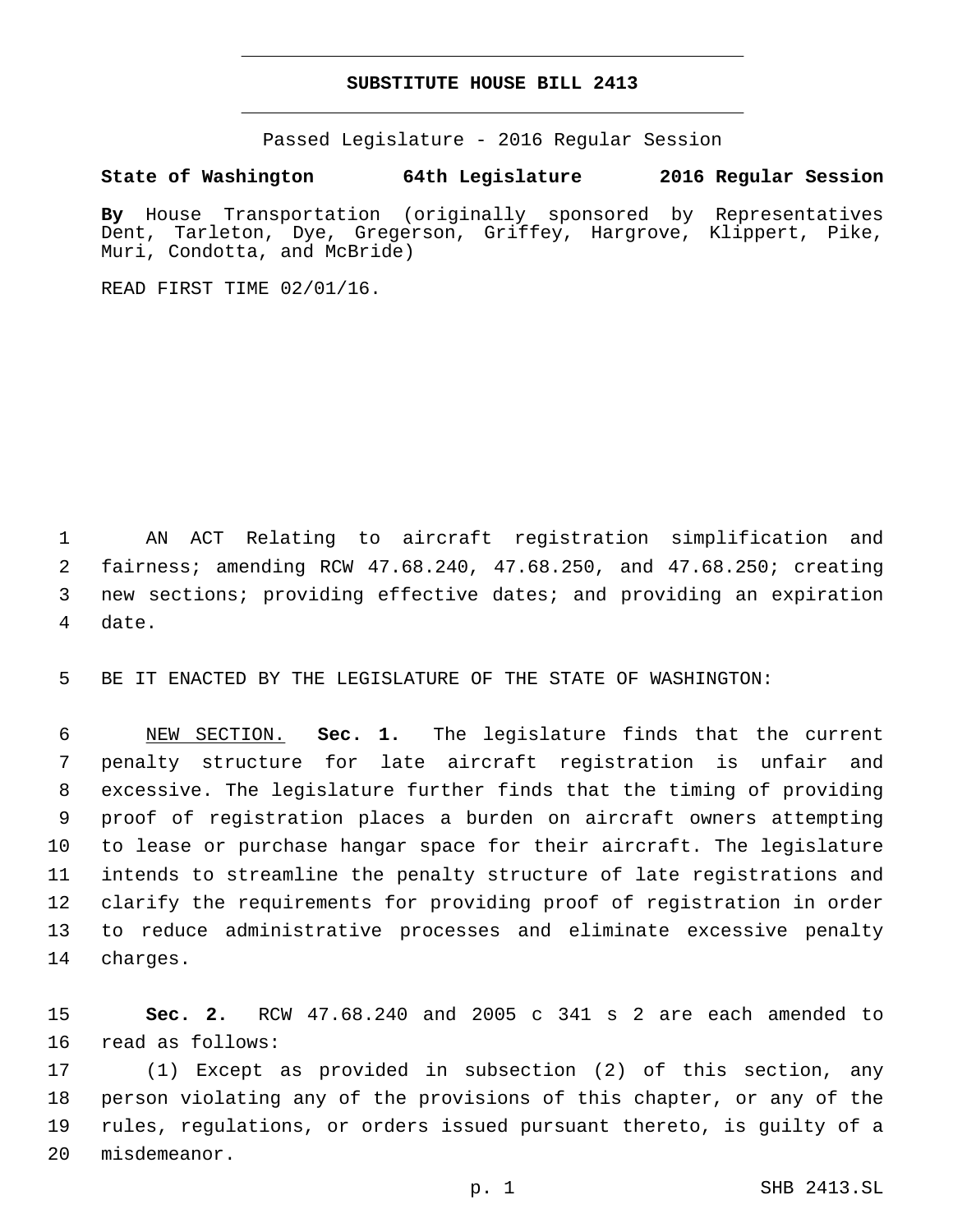# SUBSTITUTE HOUSE BILL 2413

Passed Legislature - 2016 Regular Session

**State of Washington 64th Legislature 2016 Regular Session**

**By** House Transportation (originally sponsored by Representatives Dent, Tarleton, Dye, Gregerson, Griffey, Hargrove, Klippert, Pike, Muri, Condotta, and McBride)

READ FIRST TIME 02/01/16.

AN ACT Relating to aircraft registration simplification and fairness; amending RCW 47.68.240, 47.68.250, and 47.68.250; creating new sections; providing effective dates; and providing an expiration date.

BE IT ENACTED BY THE LEGISLATURE OF THE STATE OF WASHINGTON:

NEW SECTION. **Sec. 1.** The legislature finds that the current penalty structure for late aircraft registration is unfair and excessive. The legislature further finds that the timing of providing proof of registration places a burden on aircraft owners attempting to lease or purchase hangar space for their aircraft. The legislature intends to streamline the penalty structure of late registrations and clarify the requirements for providing proof of registration in order to reduce administrative processes and eliminate excessive penalty charges.

**Sec. 2.** RCW 47.68.240 and 2005 c 341 s 2 are each amended to read as follows:

(1) Except as provided in subsection (2) of this section, any person violating any of the provisions of this chapter, or any of the rules, regulations, or orders issued pursuant thereto, is guilty of a misdemeanor.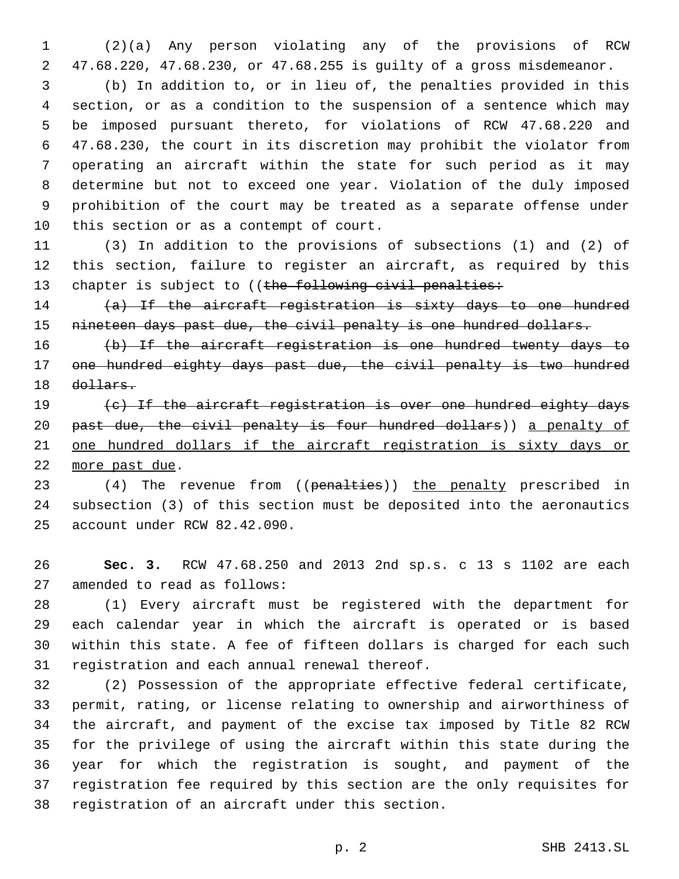(2)(a) Any person violating any of the provisions of RCW 47.68.220, 47.68.230, or 47.68.255 is guilty of a gross misdemeanor.

(b) In addition to, or in lieu of, the penalties provided in this section, or as a condition to the suspension of a sentence which may be imposed pursuant thereto, for violations of RCW 47.68.220 and 47.68.230, the court in its discretion may prohibit the violator from operating an aircraft within the state for such period as it may determine but not to exceed one year. Violation of the duly imposed prohibition of the court may be treated as a separate offense under this section or as a contempt of court.

(3) In addition to the provisions of subsections (1) and (2) of this section, failure to register an aircraft, as required by this chapter is subject to ((~~the following civil penalties:~~

~~(a) If the aircraft registration is sixty days to one hundred nineteen days past due, the civil penalty is one hundred dollars.~~

~~(b) If the aircraft registration is one hundred twenty days to one hundred eighty days past due, the civil penalty is two hundred dollars.~~

~~(c) If the aircraft registration is over one hundred eighty days past due, the civil penalty is four hundred dollars~~)) <u>a penalty of one hundred dollars if the aircraft registration is sixty days or more past due</u>.

(4) The revenue from ((~~penalties~~)) <u>the penalty</u> prescribed in subsection (3) of this section must be deposited into the aeronautics account under RCW 82.42.090.

**Sec. 3.** RCW 47.68.250 and 2013 2nd sp.s. c 13 s 1102 are each amended to read as follows:

(1) Every aircraft must be registered with the department for each calendar year in which the aircraft is operated or is based within this state. A fee of fifteen dollars is charged for each such registration and each annual renewal thereof.

(2) Possession of the appropriate effective federal certificate, permit, rating, or license relating to ownership and airworthiness of the aircraft, and payment of the excise tax imposed by Title 82 RCW for the privilege of using the aircraft within this state during the year for which the registration is sought, and payment of the registration fee required by this section are the only requisites for registration of an aircraft under this section.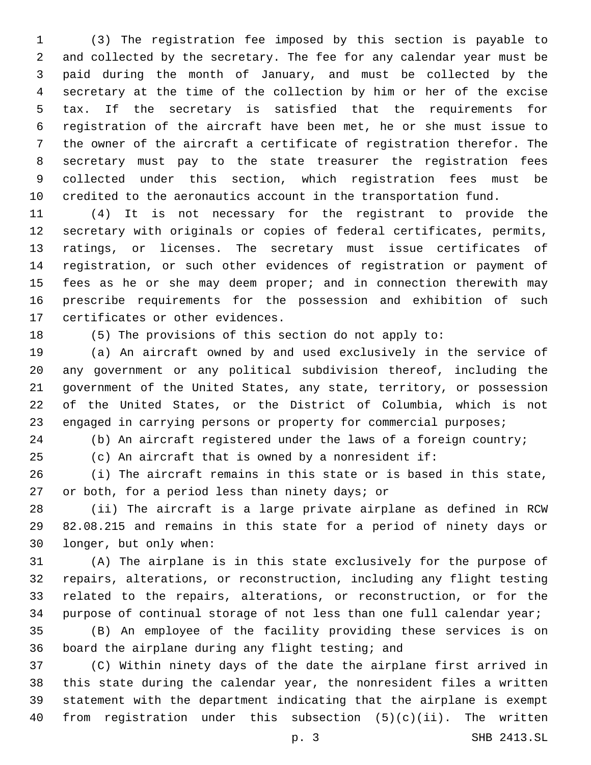(3) The registration fee imposed by this section is payable to and collected by the secretary. The fee for any calendar year must be paid during the month of January, and must be collected by the secretary at the time of the collection by him or her of the excise tax. If the secretary is satisfied that the requirements for registration of the aircraft have been met, he or she must issue to the owner of the aircraft a certificate of registration therefor. The secretary must pay to the state treasurer the registration fees collected under this section, which registration fees must be credited to the aeronautics account in the transportation fund.

(4) It is not necessary for the registrant to provide the secretary with originals or copies of federal certificates, permits, ratings, or licenses. The secretary must issue certificates of registration, or such other evidences of registration or payment of fees as he or she may deem proper; and in connection therewith may prescribe requirements for the possession and exhibition of such certificates or other evidences.

(5) The provisions of this section do not apply to:

(a) An aircraft owned by and used exclusively in the service of any government or any political subdivision thereof, including the government of the United States, any state, territory, or possession of the United States, or the District of Columbia, which is not engaged in carrying persons or property for commercial purposes;

(b) An aircraft registered under the laws of a foreign country;

(c) An aircraft that is owned by a nonresident if:

(i) The aircraft remains in this state or is based in this state, or both, for a period less than ninety days; or

(ii) The aircraft is a large private airplane as defined in RCW 82.08.215 and remains in this state for a period of ninety days or longer, but only when:

(A) The airplane is in this state exclusively for the purpose of repairs, alterations, or reconstruction, including any flight testing related to the repairs, alterations, or reconstruction, or for the purpose of continual storage of not less than one full calendar year;

(B) An employee of the facility providing these services is on board the airplane during any flight testing; and

(C) Within ninety days of the date the airplane first arrived in this state during the calendar year, the nonresident files a written statement with the department indicating that the airplane is exempt from registration under this subsection (5)(c)(ii). The written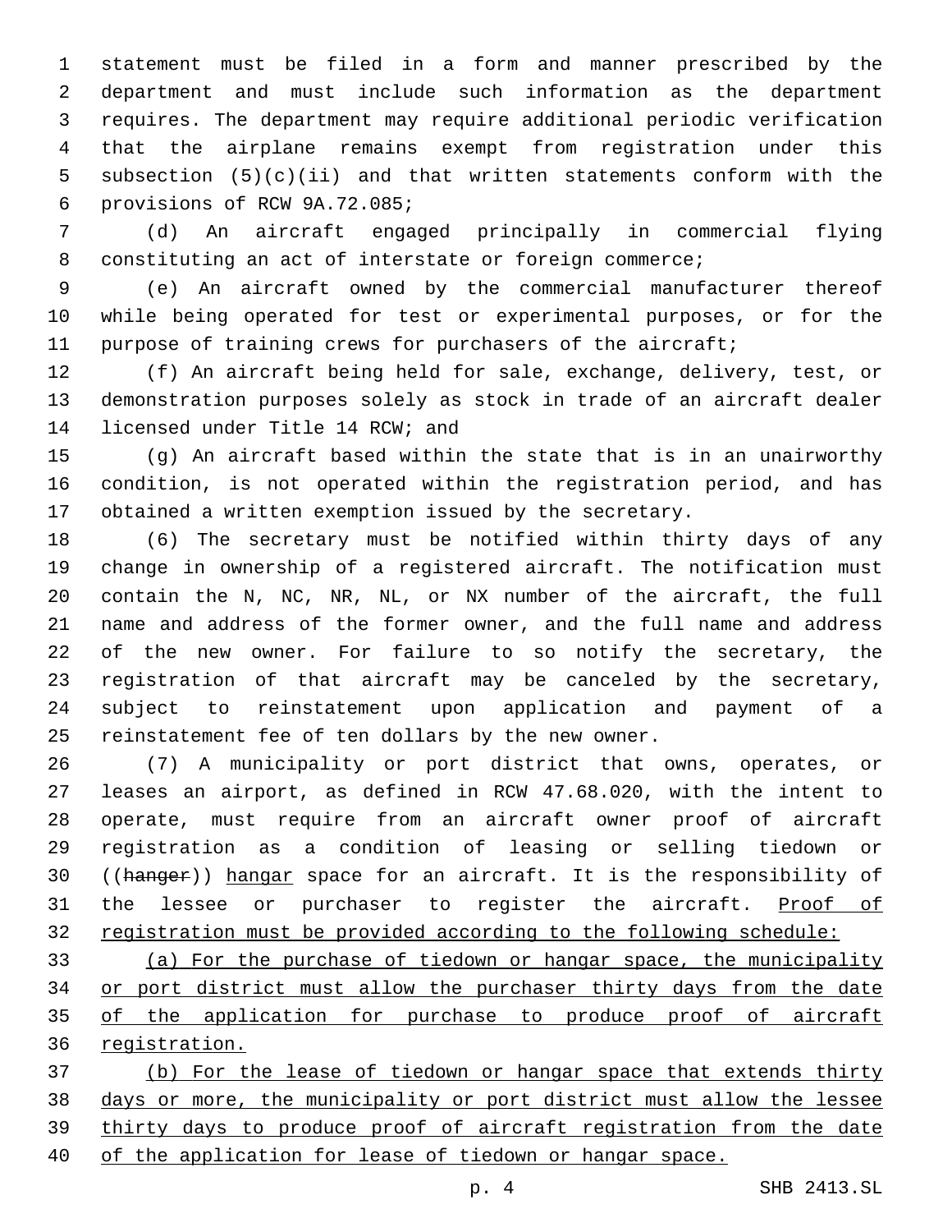statement must be filed in a form and manner prescribed by the department and must include such information as the department requires. The department may require additional periodic verification that the airplane remains exempt from registration under this subsection (5)(c)(ii) and that written statements conform with the provisions of RCW 9A.72.085;

(d) An aircraft engaged principally in commercial flying constituting an act of interstate or foreign commerce;

(e) An aircraft owned by the commercial manufacturer thereof while being operated for test or experimental purposes, or for the purpose of training crews for purchasers of the aircraft;

(f) An aircraft being held for sale, exchange, delivery, test, or demonstration purposes solely as stock in trade of an aircraft dealer licensed under Title 14 RCW; and

(g) An aircraft based within the state that is in an unairworthy condition, is not operated within the registration period, and has obtained a written exemption issued by the secretary.

(6) The secretary must be notified within thirty days of any change in ownership of a registered aircraft. The notification must contain the N, NC, NR, NL, or NX number of the aircraft, the full name and address of the former owner, and the full name and address of the new owner. For failure to so notify the secretary, the registration of that aircraft may be canceled by the secretary, subject to reinstatement upon application and payment of a reinstatement fee of ten dollars by the new owner.

(7) A municipality or port district that owns, operates, or leases an airport, as defined in RCW 47.68.020, with the intent to operate, must require from an aircraft owner proof of aircraft registration as a condition of leasing or selling tiedown or ((~~hanger~~)) hangar space for an aircraft. It is the responsibility of the lessee or purchaser to register the aircraft. Proof of registration must be provided according to the following schedule:

(a) For the purchase of tiedown or hangar space, the municipality or port district must allow the purchaser thirty days from the date of the application for purchase to produce proof of aircraft registration.

(b) For the lease of tiedown or hangar space that extends thirty days or more, the municipality or port district must allow the lessee thirty days to produce proof of aircraft registration from the date of the application for lease of tiedown or hangar space.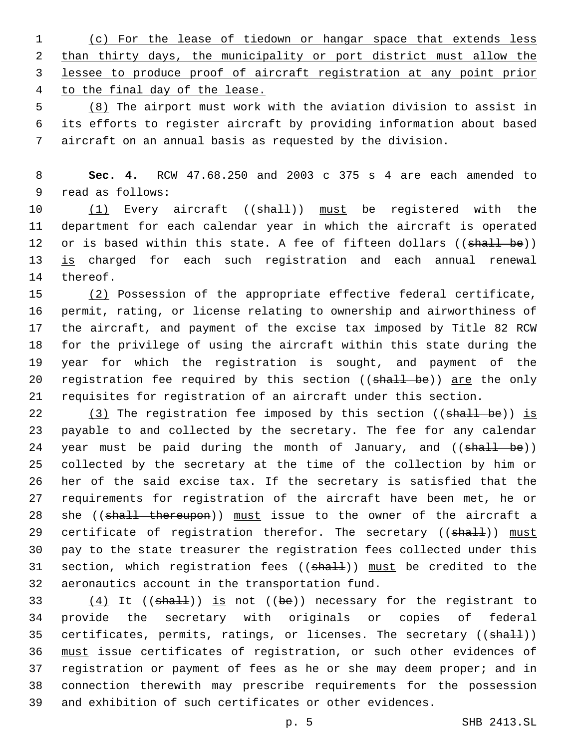(c) For the lease of tiedown or hangar space that extends less than thirty days, the municipality or port district must allow the lessee to produce proof of aircraft registration at any point prior to the final day of the lease.

(8) The airport must work with the aviation division to assist in its efforts to register aircraft by providing information about based aircraft on an annual basis as requested by the division.

**Sec. 4.** RCW 47.68.250 and 2003 c 375 s 4 are each amended to read as follows:

(1) Every aircraft ((~~shall~~)) must be registered with the department for each calendar year in which the aircraft is operated or is based within this state. A fee of fifteen dollars ((~~shall be~~)) is charged for each such registration and each annual renewal thereof.

(2) Possession of the appropriate effective federal certificate, permit, rating, or license relating to ownership and airworthiness of the aircraft, and payment of the excise tax imposed by Title 82 RCW for the privilege of using the aircraft within this state during the year for which the registration is sought, and payment of the registration fee required by this section ((~~shall be~~)) are the only requisites for registration of an aircraft under this section.

(3) The registration fee imposed by this section ((~~shall be~~)) is payable to and collected by the secretary. The fee for any calendar year must be paid during the month of January, and ((~~shall be~~)) collected by the secretary at the time of the collection by him or her of the said excise tax. If the secretary is satisfied that the requirements for registration of the aircraft have been met, he or she ((~~shall thereupon~~)) must issue to the owner of the aircraft a certificate of registration therefor. The secretary ((~~shall~~)) must pay to the state treasurer the registration fees collected under this section, which registration fees ((~~shall~~)) must be credited to the aeronautics account in the transportation fund.

(4) It ((~~shall~~)) is not ((~~be~~)) necessary for the registrant to provide the secretary with originals or copies of federal certificates, permits, ratings, or licenses. The secretary ((~~shall~~)) must issue certificates of registration, or such other evidences of registration or payment of fees as he or she may deem proper; and in connection therewith may prescribe requirements for the possession and exhibition of such certificates or other evidences.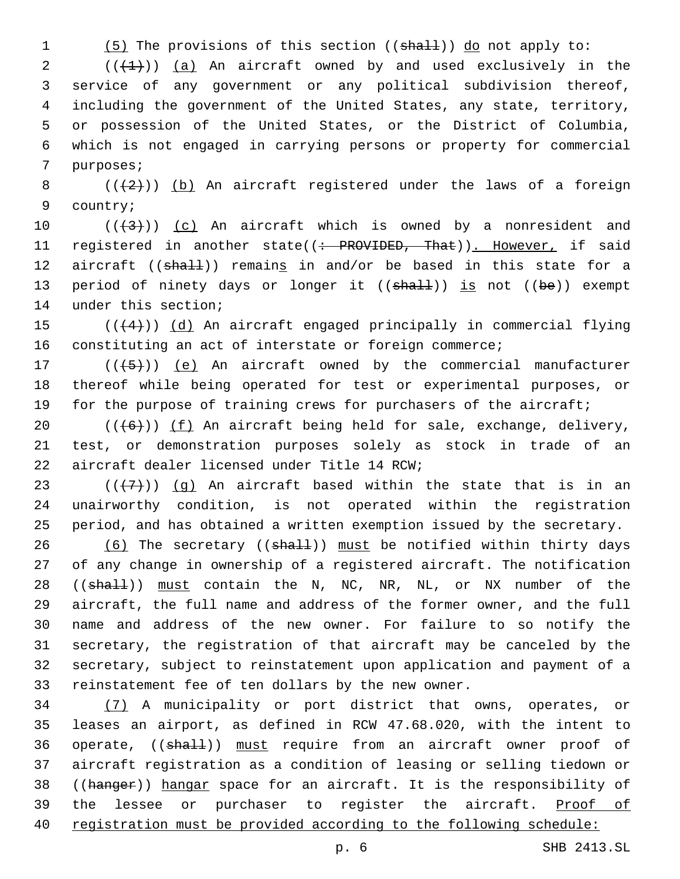(5) The provisions of this section ((shall)) do not apply to:

(((1))) (a) An aircraft owned by and used exclusively in the service of any government or any political subdivision thereof, including the government of the United States, any state, territory, or possession of the United States, or the District of Columbia, which is not engaged in carrying persons or property for commercial purposes;

(((2))) (b) An aircraft registered under the laws of a foreign country;

(((3))) (c) An aircraft which is owned by a nonresident and registered in another state((: PROVIDED, That)). However, if said aircraft ((shall)) remains in and/or be based in this state for a period of ninety days or longer it ((shall)) is not ((be)) exempt under this section;

(((4))) (d) An aircraft engaged principally in commercial flying constituting an act of interstate or foreign commerce;

(((5))) (e) An aircraft owned by the commercial manufacturer thereof while being operated for test or experimental purposes, or for the purpose of training crews for purchasers of the aircraft;

(((6))) (f) An aircraft being held for sale, exchange, delivery, test, or demonstration purposes solely as stock in trade of an aircraft dealer licensed under Title 14 RCW;

(((7))) (g) An aircraft based within the state that is in an unairworthy condition, is not operated within the registration period, and has obtained a written exemption issued by the secretary.

(6) The secretary ((shall)) must be notified within thirty days of any change in ownership of a registered aircraft. The notification ((shall)) must contain the N, NC, NR, NL, or NX number of the aircraft, the full name and address of the former owner, and the full name and address of the new owner. For failure to so notify the secretary, the registration of that aircraft may be canceled by the secretary, subject to reinstatement upon application and payment of a reinstatement fee of ten dollars by the new owner.

(7) A municipality or port district that owns, operates, or leases an airport, as defined in RCW 47.68.020, with the intent to operate, ((shall)) must require from an aircraft owner proof of aircraft registration as a condition of leasing or selling tiedown or ((hanger)) hangar space for an aircraft. It is the responsibility of the lessee or purchaser to register the aircraft. Proof of registration must be provided according to the following schedule: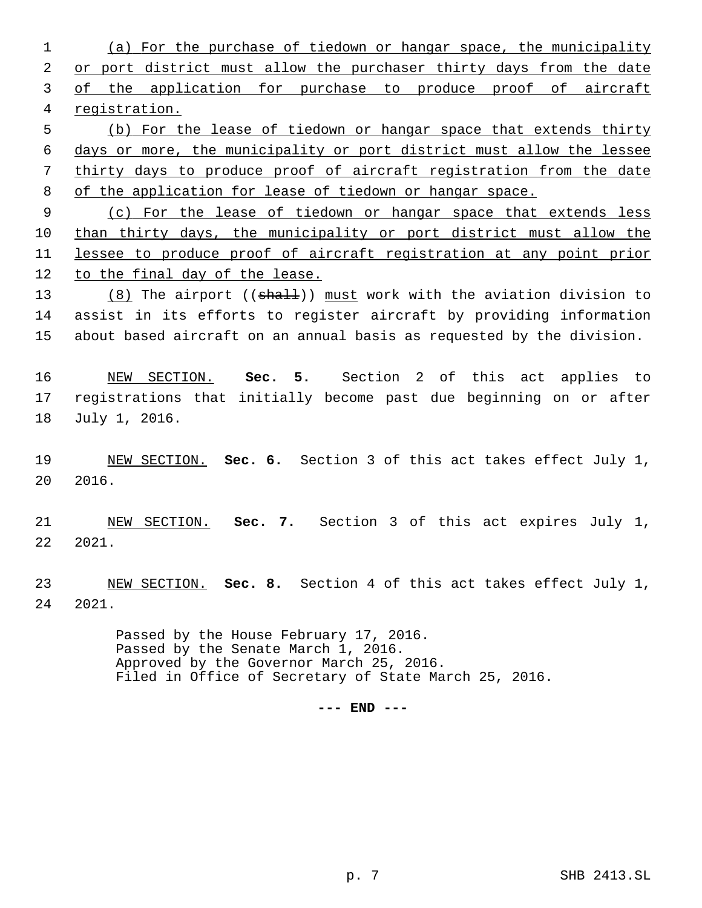(a) For the purchase of tiedown or hangar space, the municipality or port district must allow the purchaser thirty days from the date of the application for purchase to produce proof of aircraft registration.

(b) For the lease of tiedown or hangar space that extends thirty days or more, the municipality or port district must allow the lessee thirty days to produce proof of aircraft registration from the date of the application for lease of tiedown or hangar space.

(c) For the lease of tiedown or hangar space that extends less than thirty days, the municipality or port district must allow the lessee to produce proof of aircraft registration at any point prior to the final day of the lease.

(8) The airport ((~~shall~~)) must work with the aviation division to assist in its efforts to register aircraft by providing information about based aircraft on an annual basis as requested by the division.

NEW SECTION. **Sec. 5.** Section 2 of this act applies to registrations that initially become past due beginning on or after July 1, 2016.

NEW SECTION. **Sec. 6.** Section 3 of this act takes effect July 1, 2016.

NEW SECTION. **Sec. 7.** Section 3 of this act expires July 1, 2021.

NEW SECTION. **Sec. 8.** Section 4 of this act takes effect July 1, 2021.

Passed by the House February 17, 2016.
Passed by the Senate March 1, 2016.
Approved by the Governor March 25, 2016.
Filed in Office of Secretary of State March 25, 2016.

**--- END ---**